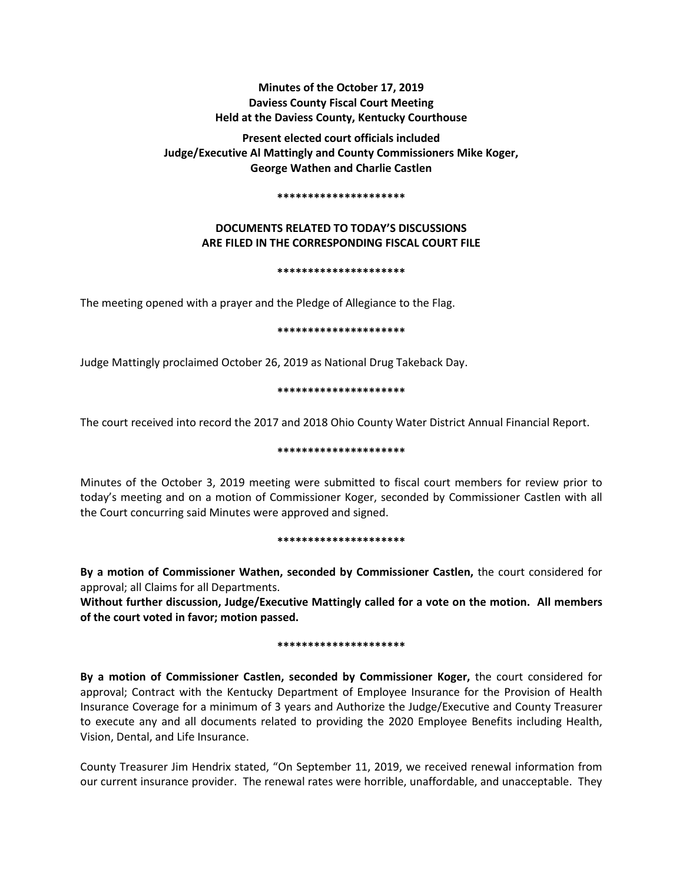**Minutes of the October 17, 2019**
**Daviess County Fiscal Court Meeting**
**Held at the Daviess County, Kentucky Courthouse**

**Present elected court officials included**
**Judge/Executive Al Mattingly and County Commissioners Mike Koger, George Wathen and Charlie Castlen**

**\*\*\*\*\*\*\*\*\*\*\*\*\*\*\*\*\*\*\*\*\***

**DOCUMENTS RELATED TO TODAY'S DISCUSSIONS ARE FILED IN THE CORRESPONDING FISCAL COURT FILE**

**\*\*\*\*\*\*\*\*\*\*\*\*\*\*\*\*\*\*\*\*\***

The meeting opened with a prayer and the Pledge of Allegiance to the Flag.

**\*\*\*\*\*\*\*\*\*\*\*\*\*\*\*\*\*\*\*\*\***

Judge Mattingly proclaimed October 26, 2019 as National Drug Takeback Day.

**\*\*\*\*\*\*\*\*\*\*\*\*\*\*\*\*\*\*\*\*\***

The court received into record the 2017 and 2018 Ohio County Water District Annual Financial Report.

**\*\*\*\*\*\*\*\*\*\*\*\*\*\*\*\*\*\*\*\*\***

Minutes of the October 3, 2019 meeting were submitted to fiscal court members for review prior to today's meeting and on a motion of Commissioner Koger, seconded by Commissioner Castlen with all the Court concurring said Minutes were approved and signed.

**\*\*\*\*\*\*\*\*\*\*\*\*\*\*\*\*\*\*\*\*\***

**By a motion of Commissioner Wathen, seconded by Commissioner Castlen,** the court considered for approval; all Claims for all Departments.
**Without further discussion, Judge/Executive Mattingly called for a vote on the motion. All members of the court voted in favor; motion passed.**

**\*\*\*\*\*\*\*\*\*\*\*\*\*\*\*\*\*\*\*\*\***

**By a motion of Commissioner Castlen, seconded by Commissioner Koger,** the court considered for approval; Contract with the Kentucky Department of Employee Insurance for the Provision of Health Insurance Coverage for a minimum of 3 years and Authorize the Judge/Executive and County Treasurer to execute any and all documents related to providing the 2020 Employee Benefits including Health, Vision, Dental, and Life Insurance.

County Treasurer Jim Hendrix stated, "On September 11, 2019, we received renewal information from our current insurance provider. The renewal rates were horrible, unaffordable, and unacceptable. They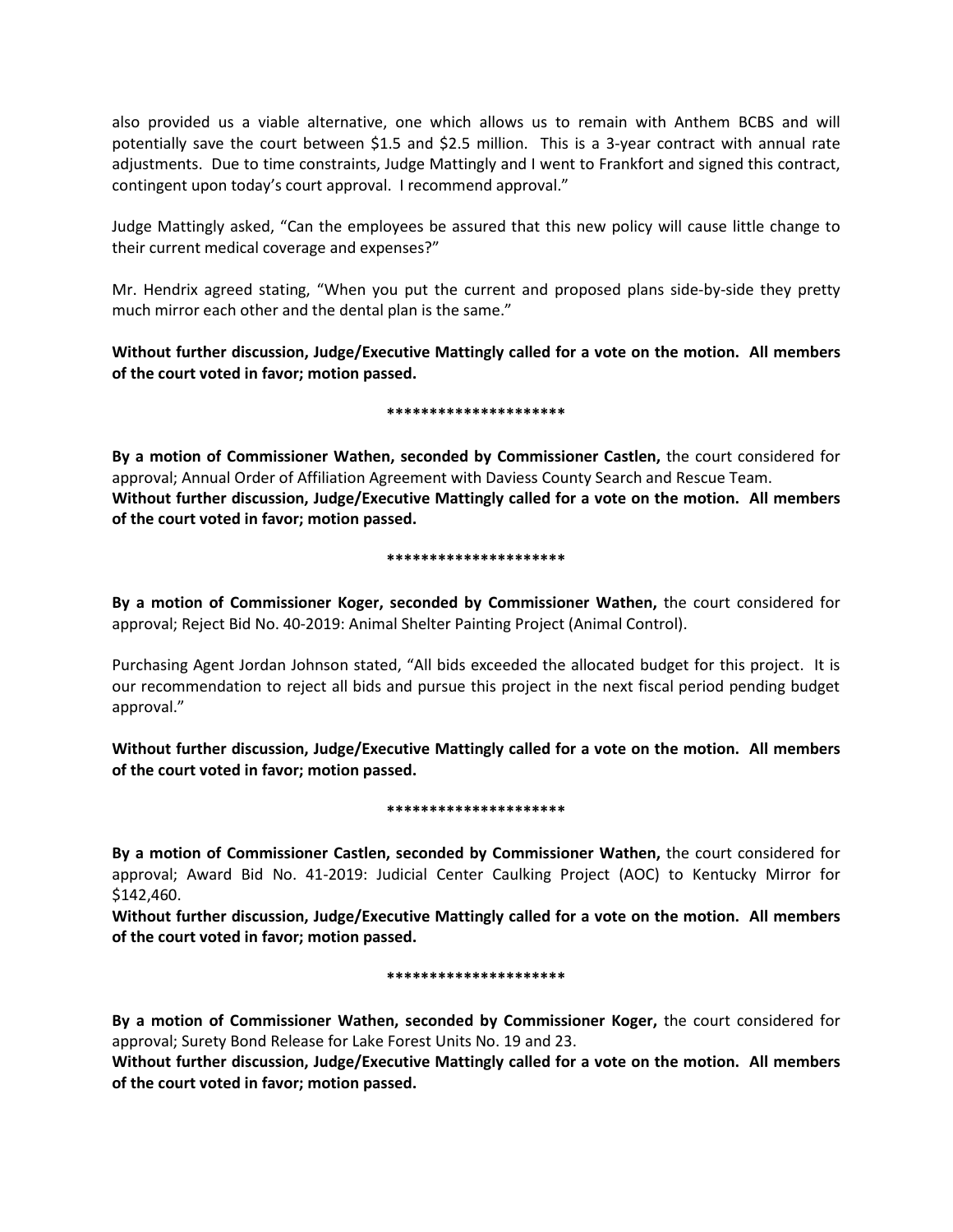also provided us a viable alternative, one which allows us to remain with Anthem BCBS and will potentially save the court between $1.5 and $2.5 million. This is a 3-year contract with annual rate adjustments. Due to time constraints, Judge Mattingly and I went to Frankfort and signed this contract, contingent upon today's court approval. I recommend approval."

Judge Mattingly asked, "Can the employees be assured that this new policy will cause little change to their current medical coverage and expenses?"

Mr. Hendrix agreed stating, "When you put the current and proposed plans side-by-side they pretty much mirror each other and the dental plan is the same."

**Without further discussion, Judge/Executive Mattingly called for a vote on the motion. All members of the court voted in favor; motion passed.**

*********************

**By a motion of Commissioner Wathen, seconded by Commissioner Castlen,** the court considered for approval; Annual Order of Affiliation Agreement with Daviess County Search and Rescue Team.
**Without further discussion, Judge/Executive Mattingly called for a vote on the motion. All members of the court voted in favor; motion passed.**

*********************

**By a motion of Commissioner Koger, seconded by Commissioner Wathen,** the court considered for approval; Reject Bid No. 40-2019: Animal Shelter Painting Project (Animal Control).

Purchasing Agent Jordan Johnson stated, "All bids exceeded the allocated budget for this project. It is our recommendation to reject all bids and pursue this project in the next fiscal period pending budget approval."

**Without further discussion, Judge/Executive Mattingly called for a vote on the motion. All members of the court voted in favor; motion passed.**

*********************

**By a motion of Commissioner Castlen, seconded by Commissioner Wathen,** the court considered for approval; Award Bid No. 41-2019: Judicial Center Caulking Project (AOC) to Kentucky Mirror for $142,460.
**Without further discussion, Judge/Executive Mattingly called for a vote on the motion. All members of the court voted in favor; motion passed.**

*********************

**By a motion of Commissioner Wathen, seconded by Commissioner Koger,** the court considered for approval; Surety Bond Release for Lake Forest Units No. 19 and 23.
**Without further discussion, Judge/Executive Mattingly called for a vote on the motion. All members of the court voted in favor; motion passed.**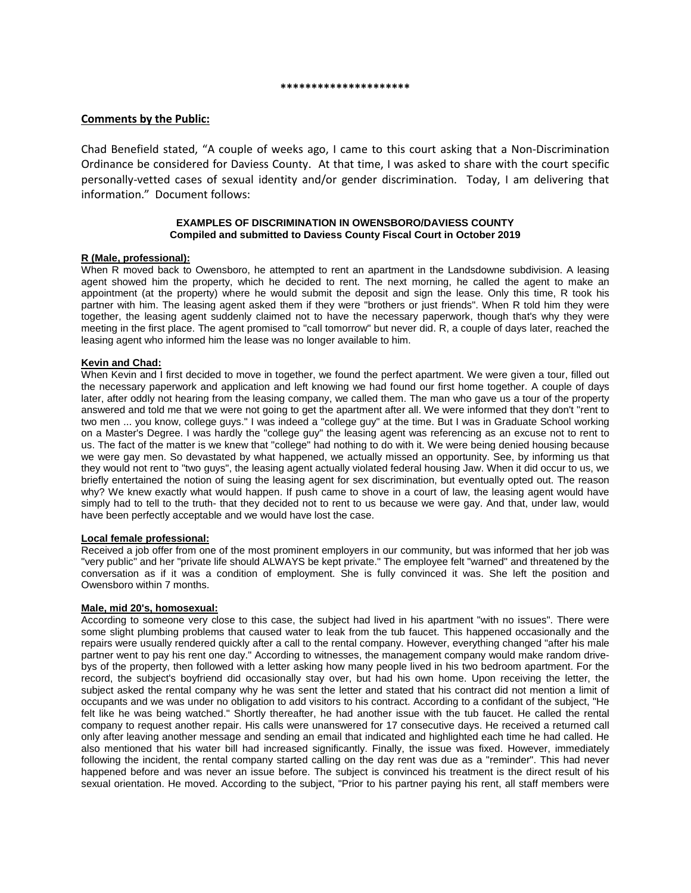*********************

## Comments by the Public:

Chad Benefield stated, "A couple of weeks ago, I came to this court asking that a Non-Discrimination Ordinance be considered for Daviess County. At that time, I was asked to share with the court specific personally-vetted cases of sexual identity and/or gender discrimination. Today, I am delivering that information." Document follows:

### EXAMPLES OF DISCRIMINATION IN OWENSBORO/DAVIESS COUNTY
**Compiled and submitted to Daviess County Fiscal Court in October 2019**

**R (Male, professional):**

When R moved back to Owensboro, he attempted to rent an apartment in the Landsdowne subdivision. A leasing agent showed him the property, which he decided to rent. The next morning, he called the agent to make an appointment (at the property) where he would submit the deposit and sign the lease. Only this time, R took his partner with him. The leasing agent asked them if they were "brothers or just friends". When R told him they were together, the leasing agent suddenly claimed not to have the necessary paperwork, though that's why they were meeting in the first place. The agent promised to "call tomorrow" but never did. R, a couple of days later, reached the leasing agent who informed him the lease was no longer available to him.

**Kevin and Chad:**

When Kevin and I first decided to move in together, we found the perfect apartment. We were given a tour, filled out the necessary paperwork and application and left knowing we had found our first home together. A couple of days later, after oddly not hearing from the leasing company, we called them. The man who gave us a tour of the property answered and told me that we were not going to get the apartment after all. We were informed that they don't "rent to two men ... you know, college guys." I was indeed a "college guy" at the time. But I was in Graduate School working on a Master's Degree. I was hardly the "college guy" the leasing agent was referencing as an excuse not to rent to us. The fact of the matter is we knew that "college" had nothing to do with it. We were being denied housing because we were gay men. So devastated by what happened, we actually missed an opportunity. See, by informing us that they would not rent to "two guys", the leasing agent actually violated federal housing Jaw. When it did occur to us, we briefly entertained the notion of suing the leasing agent for sex discrimination, but eventually opted out. The reason why? We knew exactly what would happen. If push came to shove in a court of law, the leasing agent would have simply had to tell to the truth- that they decided not to rent to us because we were gay. And that, under law, would have been perfectly acceptable and we would have lost the case.

**Local female professional:**

Received a job offer from one of the most prominent employers in our community, but was informed that her job was "very public" and her "private life should ALWAYS be kept private." The employee felt "warned" and threatened by the conversation as if it was a condition of employment. She is fully convinced it was. She left the position and Owensboro within 7 months.

**Male, mid 20's, homosexual:**

According to someone very close to this case, the subject had lived in his apartment "with no issues". There were some slight plumbing problems that caused water to leak from the tub faucet. This happened occasionally and the repairs were usually rendered quickly after a call to the rental company. However, everything changed "after his male partner went to pay his rent one day." According to witnesses, the management company would make random drive-bys of the property, then followed with a letter asking how many people lived in his two bedroom apartment. For the record, the subject's boyfriend did occasionally stay over, but had his own home. Upon receiving the letter, the subject asked the rental company why he was sent the letter and stated that his contract did not mention a limit of occupants and we was under no obligation to add visitors to his contract. According to a confidant of the subject, "He felt like he was being watched." Shortly thereafter, he had another issue with the tub faucet. He called the rental company to request another repair. His calls were unanswered for 17 consecutive days. He received a returned call only after leaving another message and sending an email that indicated and highlighted each time he had called. He also mentioned that his water bill had increased significantly. Finally, the issue was fixed. However, immediately following the incident, the rental company started calling on the day rent was due as a "reminder". This had never happened before and was never an issue before. The subject is convinced his treatment is the direct result of his sexual orientation. He moved. According to the subject, "Prior to his partner paying his rent, all staff members were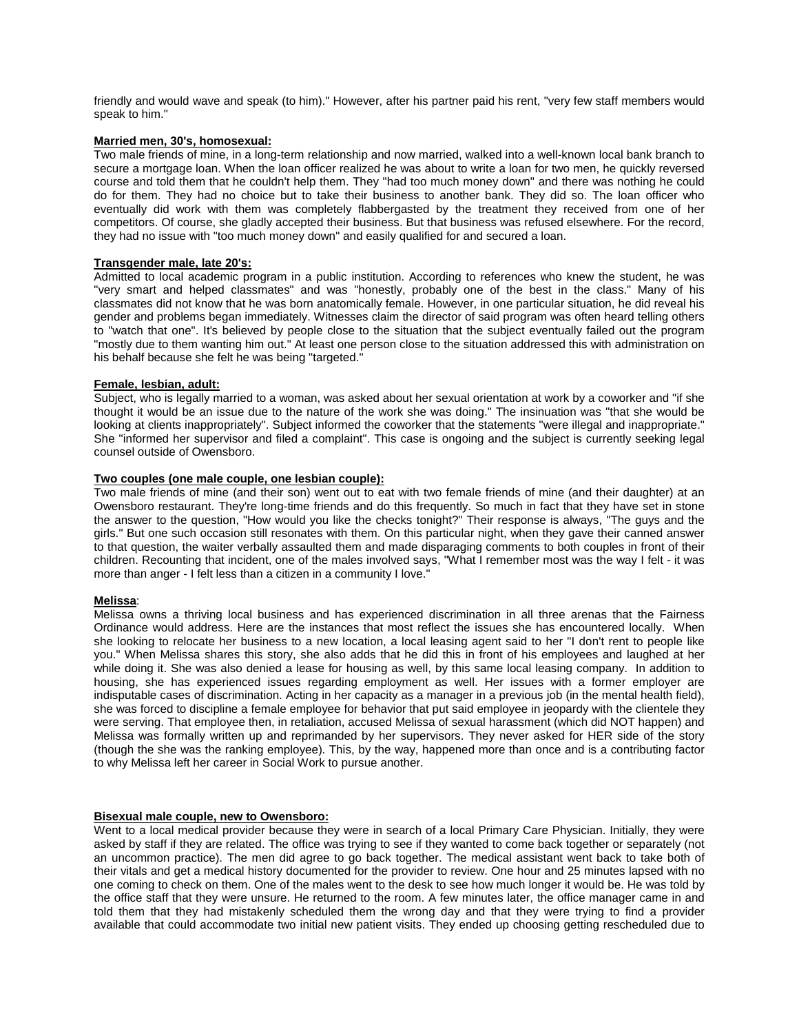friendly and would wave and speak (to him)." However, after his partner paid his rent, "very few staff members would speak to him."

**Married men, 30's, homosexual:**

Two male friends of mine, in a long-term relationship and now married, walked into a well-known local bank branch to secure a mortgage loan. When the loan officer realized he was about to write a loan for two men, he quickly reversed course and told them that he couldn't help them. They "had too much money down" and there was nothing he could do for them. They had no choice but to take their business to another bank. They did so. The loan officer who eventually did work with them was completely flabbergasted by the treatment they received from one of her competitors. Of course, she gladly accepted their business. But that business was refused elsewhere. For the record, they had no issue with "too much money down" and easily qualified for and secured a loan.

**Transgender male, late 20's:**

Admitted to local academic program in a public institution. According to references who knew the student, he was "very smart and helped classmates" and was "honestly, probably one of the best in the class." Many of his classmates did not know that he was born anatomically female. However, in one particular situation, he did reveal his gender and problems began immediately. Witnesses claim the director of said program was often heard telling others to "watch that one". It's believed by people close to the situation that the subject eventually failed out the program "mostly due to them wanting him out." At least one person close to the situation addressed this with administration on his behalf because she felt he was being "targeted."

**Female, lesbian, adult:**

Subject, who is legally married to a woman, was asked about her sexual orientation at work by a coworker and "if she thought it would be an issue due to the nature of the work she was doing." The insinuation was "that she would be looking at clients inappropriately". Subject informed the coworker that the statements "were illegal and inappropriate." She "informed her supervisor and filed a complaint". This case is ongoing and the subject is currently seeking legal counsel outside of Owensboro.

**Two couples (one male couple, one lesbian couple):**

Two male friends of mine (and their son) went out to eat with two female friends of mine (and their daughter) at an Owensboro restaurant. They're long-time friends and do this frequently. So much in fact that they have set in stone the answer to the question, "How would you like the checks tonight?" Their response is always, "The guys and the girls." But one such occasion still resonates with them. On this particular night, when they gave their canned answer to that question, the waiter verbally assaulted them and made disparaging comments to both couples in front of their children. Recounting that incident, one of the males involved says, "What I remember most was the way I felt - it was more than anger - I felt less than a citizen in a community I love."

**Melissa**:

Melissa owns a thriving local business and has experienced discrimination in all three arenas that the Fairness Ordinance would address. Here are the instances that most reflect the issues she has encountered locally. When she looking to relocate her business to a new location, a local leasing agent said to her "I don't rent to people like you." When Melissa shares this story, she also adds that he did this in front of his employees and laughed at her while doing it. She was also denied a lease for housing as well, by this same local leasing company. In addition to housing, she has experienced issues regarding employment as well. Her issues with a former employer are indisputable cases of discrimination. Acting in her capacity as a manager in a previous job (in the mental health field), she was forced to discipline a female employee for behavior that put said employee in jeopardy with the clientele they were serving. That employee then, in retaliation, accused Melissa of sexual harassment (which did NOT happen) and Melissa was formally written up and reprimanded by her supervisors. They never asked for HER side of the story (though the she was the ranking employee). This, by the way, happened more than once and is a contributing factor to why Melissa left her career in Social Work to pursue another.

**Bisexual male couple, new to Owensboro:**

Went to a local medical provider because they were in search of a local Primary Care Physician. Initially, they were asked by staff if they are related. The office was trying to see if they wanted to come back together or separately (not an uncommon practice). The men did agree to go back together. The medical assistant went back to take both of their vitals and get a medical history documented for the provider to review. One hour and 25 minutes lapsed with no one coming to check on them. One of the males went to the desk to see how much longer it would be. He was told by the office staff that they were unsure. He returned to the room. A few minutes later, the office manager came in and told them that they had mistakenly scheduled them the wrong day and that they were trying to find a provider available that could accommodate two initial new patient visits. They ended up choosing getting rescheduled due to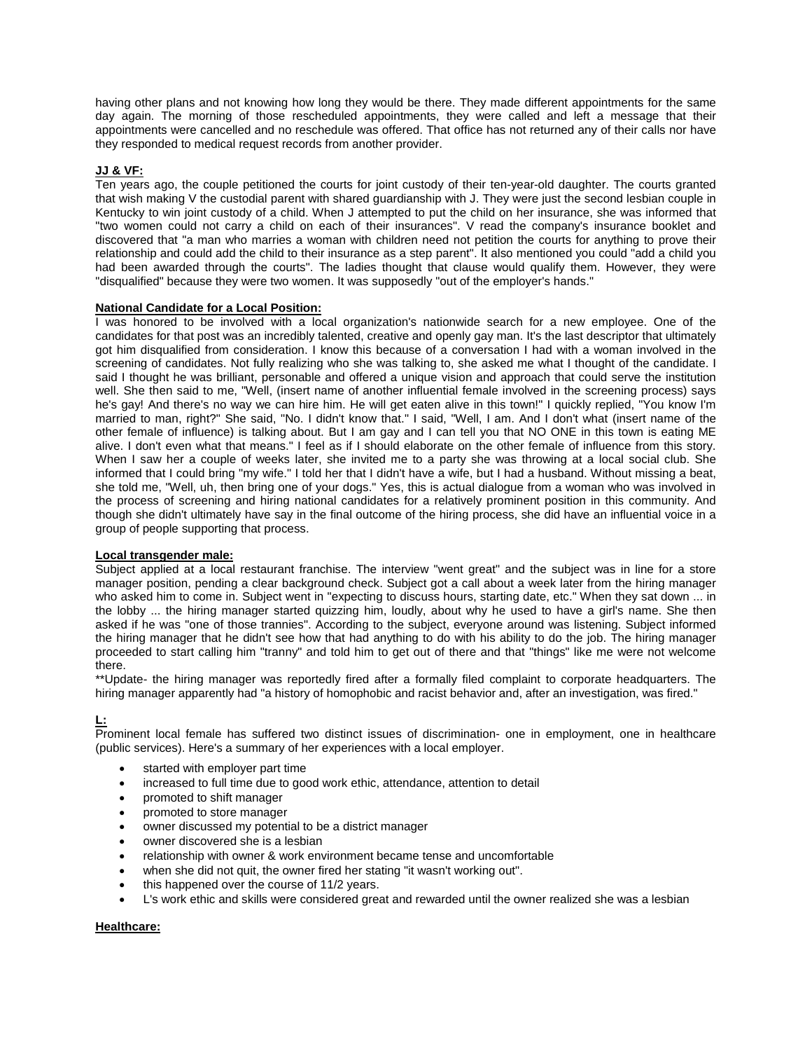having other plans and not knowing how long they would be there. They made different appointments for the same day again. The morning of those rescheduled appointments, they were called and left a message that their appointments were cancelled and no reschedule was offered. That office has not returned any of their calls nor have they responded to medical request records from another provider.

**JJ & VF:**

Ten years ago, the couple petitioned the courts for joint custody of their ten-year-old daughter. The courts granted that wish making V the custodial parent with shared guardianship with J. They were just the second lesbian couple in Kentucky to win joint custody of a child. When J attempted to put the child on her insurance, she was informed that "two women could not carry a child on each of their insurances". V read the company's insurance booklet and discovered that "a man who marries a woman with children need not petition the courts for anything to prove their relationship and could add the child to their insurance as a step parent". It also mentioned you could "add a child you had been awarded through the courts". The ladies thought that clause would qualify them. However, they were "disqualified" because they were two women. It was supposedly "out of the employer's hands."

**National Candidate for a Local Position:**

I was honored to be involved with a local organization's nationwide search for a new employee. One of the candidates for that post was an incredibly talented, creative and openly gay man. It's the last descriptor that ultimately got him disqualified from consideration. I know this because of a conversation I had with a woman involved in the screening of candidates. Not fully realizing who she was talking to, she asked me what I thought of the candidate. I said I thought he was brilliant, personable and offered a unique vision and approach that could serve the institution well. She then said to me, "Well, (insert name of another influential female involved in the screening process) says he's gay! And there's no way we can hire him. He will get eaten alive in this town!" I quickly replied, "You know I'm married to man, right?" She said, "No. I didn't know that." I said, "Well, I am. And I don't what (insert name of the other female of influence) is talking about. But I am gay and I can tell you that NO ONE in this town is eating ME alive. I don't even what that means." I feel as if I should elaborate on the other female of influence from this story. When I saw her a couple of weeks later, she invited me to a party she was throwing at a local social club. She informed that I could bring "my wife." I told her that I didn't have a wife, but I had a husband. Without missing a beat, she told me, "Well, uh, then bring one of your dogs." Yes, this is actual dialogue from a woman who was involved in the process of screening and hiring national candidates for a relatively prominent position in this community. And though she didn't ultimately have say in the final outcome of the hiring process, she did have an influential voice in a group of people supporting that process.

**Local transgender male:**

Subject applied at a local restaurant franchise. The interview "went great" and the subject was in line for a store manager position, pending a clear background check. Subject got a call about a week later from the hiring manager who asked him to come in. Subject went in "expecting to discuss hours, starting date, etc." When they sat down ... in the lobby ... the hiring manager started quizzing him, loudly, about why he used to have a girl's name. She then asked if he was "one of those trannies". According to the subject, everyone around was listening. Subject informed the hiring manager that he didn't see how that had anything to do with his ability to do the job. The hiring manager proceeded to start calling him "tranny" and told him to get out of there and that "things" like me were not welcome there.

**Update- the hiring manager was reportedly fired after a formally filed complaint to corporate headquarters. The hiring manager apparently had "a history of homophobic and racist behavior and, after an investigation, was fired."

**L:**

Prominent local female has suffered two distinct issues of discrimination- one in employment, one in healthcare (public services). Here's a summary of her experiences with a local employer.

- started with employer part time
- increased to full time due to good work ethic, attendance, attention to detail
- promoted to shift manager
- promoted to store manager
- owner discussed my potential to be a district manager
- owner discovered she is a lesbian
- relationship with owner & work environment became tense and uncomfortable
- when she did not quit, the owner fired her stating "it wasn't working out".
- this happened over the course of 11/2 years.
- L's work ethic and skills were considered great and rewarded until the owner realized she was a lesbian

**Healthcare:**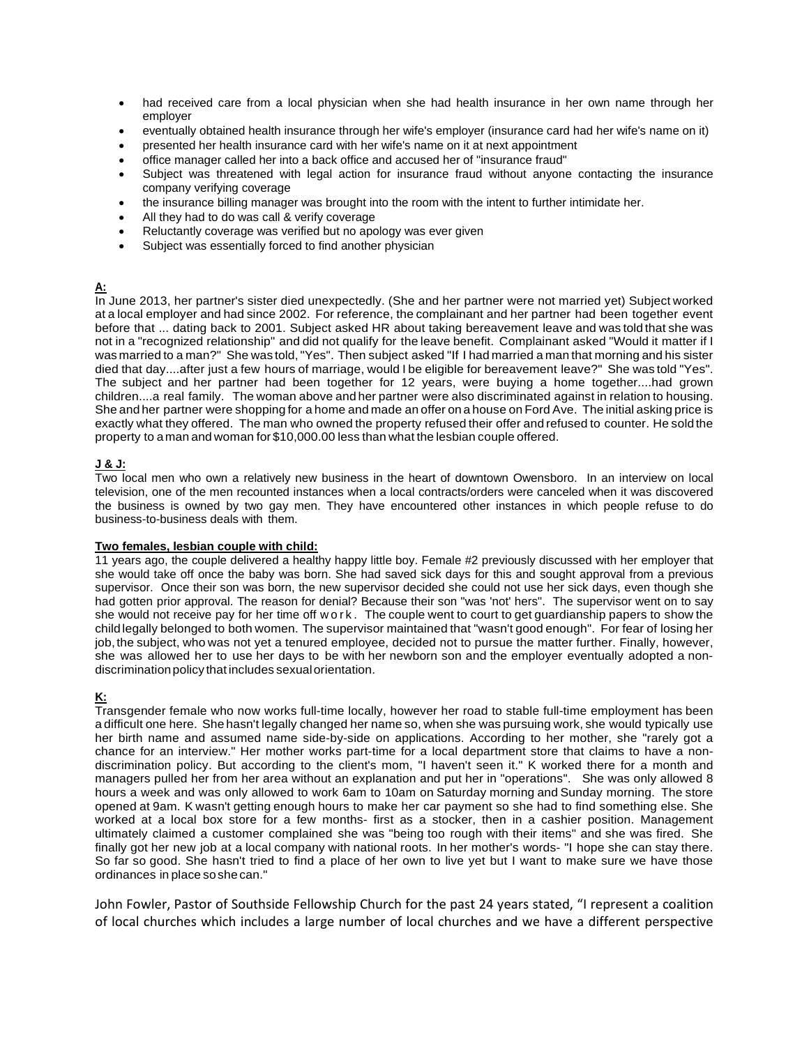- had received care from a local physician when she had health insurance in her own name through her employer
- eventually obtained health insurance through her wife's employer (insurance card had her wife's name on it)
- presented her health insurance card with her wife's name on it at next appointment
- office manager called her into a back office and accused her of "insurance fraud"
- Subject was threatened with legal action for insurance fraud without anyone contacting the insurance company verifying coverage
- the insurance billing manager was brought into the room with the intent to further intimidate her.
- All they had to do was call & verify coverage
- Reluctantly coverage was verified but no apology was ever given
- Subject was essentially forced to find another physician

**A:**

In June 2013, her partner's sister died unexpectedly. (She and her partner were not married yet) Subject worked at a local employer and had since 2002. For reference, the complainant and her partner had been together event before that ... dating back to 2001. Subject asked HR about taking bereavement leave and was told that she was not in a "recognized relationship" and did not qualify for the leave benefit. Complainant asked "Would it matter if I was married to a man?" She was told, "Yes". Then subject asked "If I had married a man that morning and his sister died that day....after just a few hours of marriage, would I be eligible for bereavement leave?" She was told "Yes". The subject and her partner had been together for 12 years, were buying a home together....had grown children....a real family. The woman above and her partner were also discriminated against in relation to housing. She and her partner were shopping for a home and made an offer on a house on Ford Ave. The initial asking price is exactly what they offered. The man who owned the property refused their offer and refused to counter. He sold the property to a man and woman for $10,000.00 less than what the lesbian couple offered.

**J & J:**

Two local men who own a relatively new business in the heart of downtown Owensboro. In an interview on local television, one of the men recounted instances when a local contracts/orders were canceled when it was discovered the business is owned by two gay men. They have encountered other instances in which people refuse to do business-to-business deals with them.

**Two females, lesbian couple with child:**

11 years ago, the couple delivered a healthy happy little boy. Female #2 previously discussed with her employer that she would take off once the baby was born. She had saved sick days for this and sought approval from a previous supervisor. Once their son was born, the new supervisor decided she could not use her sick days, even though she had gotten prior approval. The reason for denial? Because their son "was 'not' hers". The supervisor went on to say she would not receive pay for her time off work. The couple went to court to get guardianship papers to show the child legally belonged to both women. The supervisor maintained that "wasn't good enough". For fear of losing her job, the subject, who was not yet a tenured employee, decided not to pursue the matter further. Finally, however, she was allowed her to use her days to be with her newborn son and the employer eventually adopted a non-discrimination policy that includes sexual orientation.

**K:**

Transgender female who now works full-time locally, however her road to stable full-time employment has been a difficult one here. She hasn't legally changed her name so, when she was pursuing work, she would typically use her birth name and assumed name side-by-side on applications. According to her mother, she "rarely got a chance for an interview." Her mother works part-time for a local department store that claims to have a non-discrimination policy. But according to the client's mom, "I haven't seen it." K worked there for a month and managers pulled her from her area without an explanation and put her in "operations". She was only allowed 8 hours a week and was only allowed to work 6am to 10am on Saturday morning and Sunday morning. The store opened at 9am. K wasn't getting enough hours to make her car payment so she had to find something else. She worked at a local box store for a few months- first as a stocker, then in a cashier position. Management ultimately claimed a customer complained she was "being too rough with their items" and she was fired. She finally got her new job at a local company with national roots. In her mother's words- "I hope she can stay there. So far so good. She hasn't tried to find a place of her own to live yet but I want to make sure we have those ordinances in place so she can."

John Fowler, Pastor of Southside Fellowship Church for the past 24 years stated, "I represent a coalition of local churches which includes a large number of local churches and we have a different perspective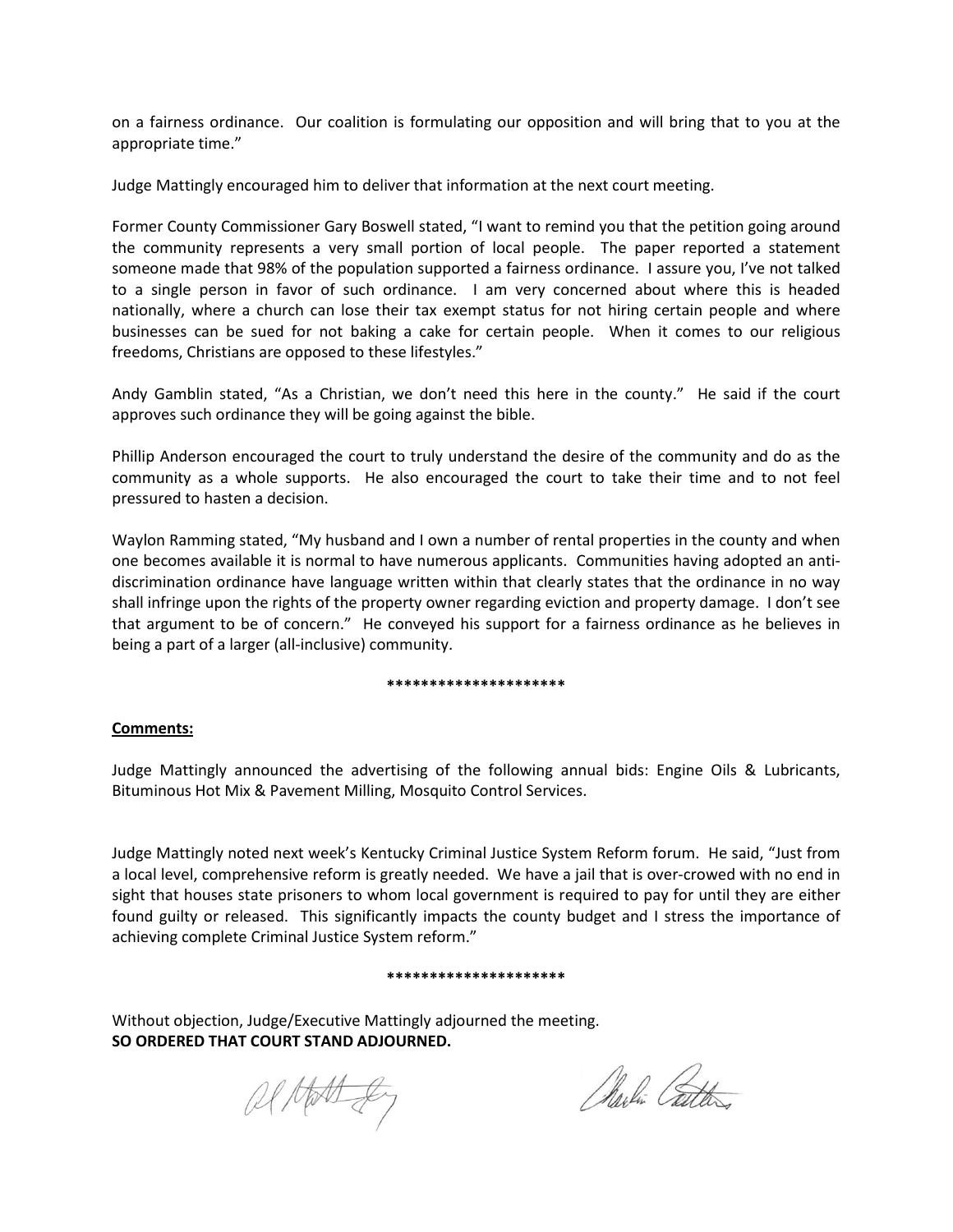on a fairness ordinance. Our coalition is formulating our opposition and will bring that to you at the appropriate time."

Judge Mattingly encouraged him to deliver that information at the next court meeting.

Former County Commissioner Gary Boswell stated, "I want to remind you that the petition going around the community represents a very small portion of local people. The paper reported a statement someone made that 98% of the population supported a fairness ordinance. I assure you, I've not talked to a single person in favor of such ordinance. I am very concerned about where this is headed nationally, where a church can lose their tax exempt status for not hiring certain people and where businesses can be sued for not baking a cake for certain people. When it comes to our religious freedoms, Christians are opposed to these lifestyles."

Andy Gamblin stated, "As a Christian, we don't need this here in the county." He said if the court approves such ordinance they will be going against the bible.

Phillip Anderson encouraged the court to truly understand the desire of the community and do as the community as a whole supports. He also encouraged the court to take their time and to not feel pressured to hasten a decision.

Waylon Ramming stated, "My husband and I own a number of rental properties in the county and when one becomes available it is normal to have numerous applicants. Communities having adopted an anti-discrimination ordinance have language written within that clearly states that the ordinance in no way shall infringe upon the rights of the property owner regarding eviction and property damage. I don't see that argument to be of concern." He conveyed his support for a fairness ordinance as he believes in being a part of a larger (all-inclusive) community.

*********************

**Comments:**

Judge Mattingly announced the advertising of the following annual bids: Engine Oils & Lubricants, Bituminous Hot Mix & Pavement Milling, Mosquito Control Services.

Judge Mattingly noted next week's Kentucky Criminal Justice System Reform forum. He said, "Just from a local level, comprehensive reform is greatly needed. We have a jail that is over-crowed with no end in sight that houses state prisoners to whom local government is required to pay for until they are either found guilty or released. This significantly impacts the county budget and I stress the importance of achieving complete Criminal Justice System reform."

*********************

Without objection, Judge/Executive Mattingly adjourned the meeting.
**SO ORDERED THAT COURT STAND ADJOURNED.**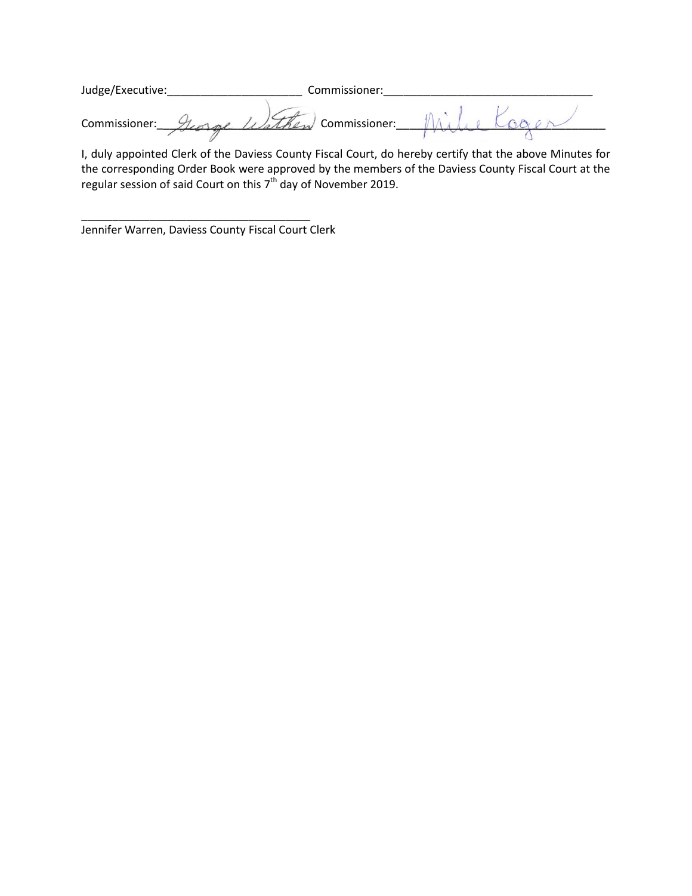Judge/Executive:______________________ Commissioner:__________________________________

Commissioner: George Wathen Commissioner: Mike Koger

I, duly appointed Clerk of the Daviess County Fiscal Court, do hereby certify that the above Minutes for the corresponding Order Book were approved by the members of the Daviess County Fiscal Court at the regular session of said Court on this 7th day of November 2019.

______________________________________
Jennifer Warren, Daviess County Fiscal Court Clerk